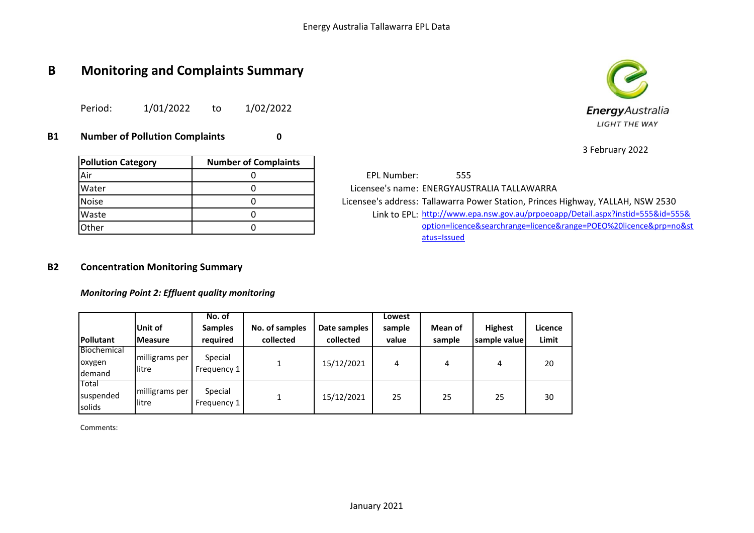# B Monitoring and Complaints Summary

Period: 1/01/2022 to 1/02/2022

3 February 2022

## B1 Number of Pollution Complaints 0

| Pollution Category | Number of Complaints |
|---|---|
| Air | 0 |
| Water | 0 |
| Noise | 0 |
| Waste | 0 |
| Other | 0 |

EPL Number: 555

Licensee's name: ENERGYAUSTRALIA TALLAWARRA

Licensee's address: Tallawarra Power Station, Princes Highway, YALLAH, NSW 2530

Link to EPL: http://www.epa.nsw.gov.au/prpoeoapp/Detail.aspx?instid=555&id=555&option=licence&searchrange=licence&range=POEO%20licence&prp=no&status=Issued

## B2 Concentration Monitoring Summary

### *Monitoring Point 2: Effluent quality monitoring*

| Pollutant | Unit of Measure | No. of Samples required | No. of samples collected | Date samples collected | Lowest sample value | Mean of sample | Highest sample value | Licence Limit |
|---|---|---|---|---|---|---|---|---|
| Biochemical oxygen demand | milligrams per litre | Special Frequency 1 | 1 | 15/12/2021 | 4 | 4 | 4 | 20 |
| Total suspended solids | milligrams per litre | Special Frequency 1 | 1 | 15/12/2021 | 25 | 25 | 25 | 30 |

Comments: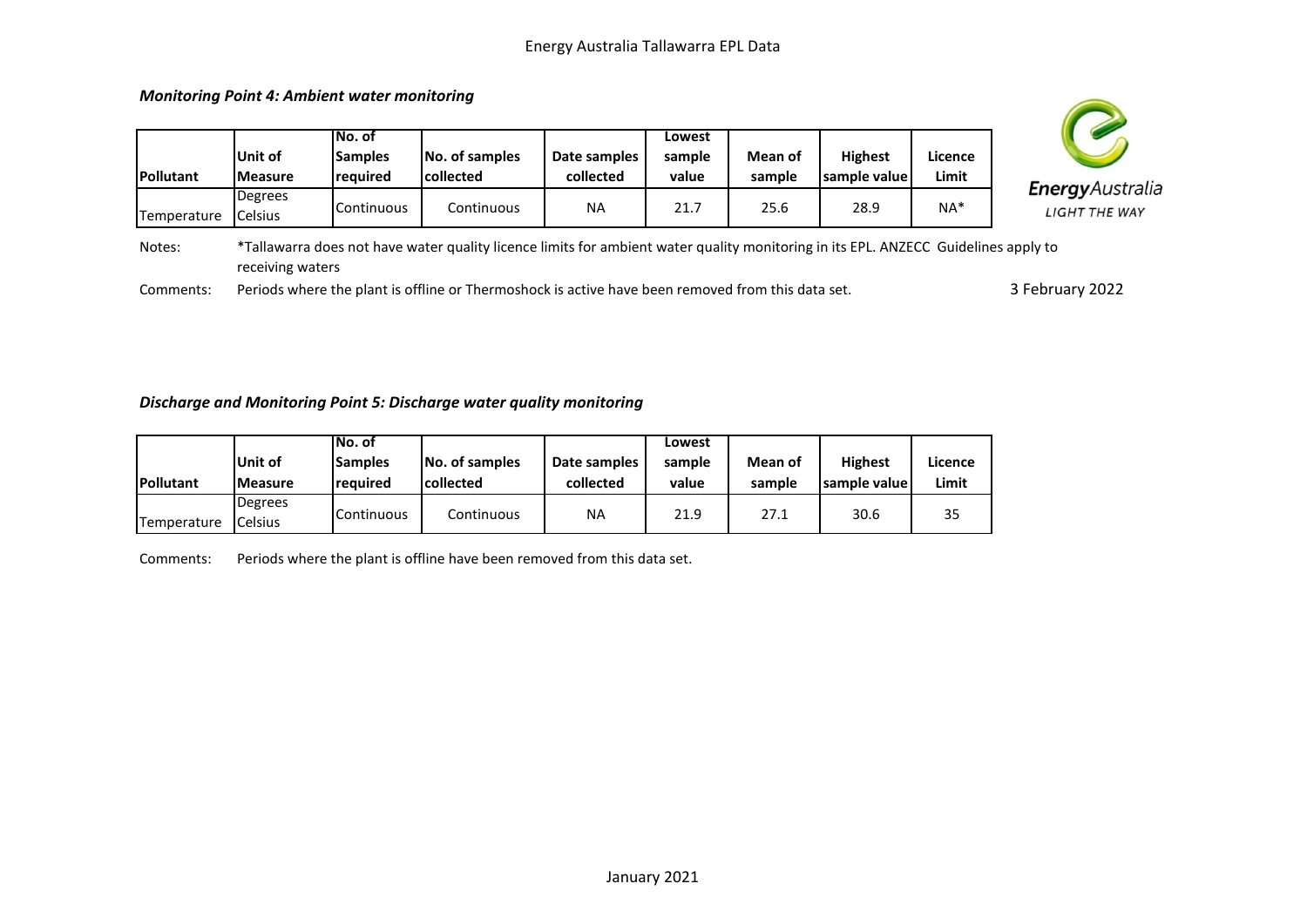Energy Australia Tallawarra EPL Data

### *Monitoring Point 4: Ambient water monitoring*

| Pollutant | Unit of Measure | No. of Samples required | No. of samples collected | Date samples collected | Lowest sample value | Mean of sample | Highest sample value | Licence Limit |
|---|---|---|---|---|---|---|---|---|
| Temperature | Degrees Celsius | Continuous | Continuous | NA | 21.7 | 25.6 | 28.9 | NA* |

Notes: *Tallawarra does not have water quality licence limits for ambient water quality monitoring in its EPL. ANZECC Guidelines apply to receiving waters

Comments: Periods where the plant is offline or Thermoshock is active have been removed from this data set.

3 February 2022

### *Discharge and Monitoring Point 5: Discharge water quality monitoring*

| Pollutant | Unit of Measure | No. of Samples required | No. of samples collected | Date samples collected | Lowest sample value | Mean of sample | Highest sample value | Licence Limit |
|---|---|---|---|---|---|---|---|---|
| Temperature | Degrees Celsius | Continuous | Continuous | NA | 21.9 | 27.1 | 30.6 | 35 |

Comments: Periods where the plant is offline have been removed from this data set.

January 2021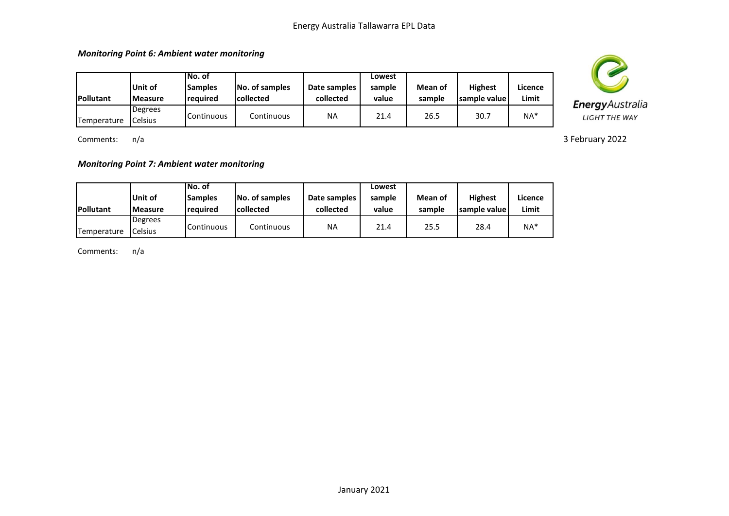### *Monitoring Point 6: Ambient water monitoring*

| Pollutant | Unit of Measure | No. of Samples required | No. of samples collected | Date samples collected | Lowest sample value | Mean of sample | Highest sample value | Licence Limit |
|---|---|---|---|---|---|---|---|---|
| Temperature | Degrees Celsius | Continuous | Continuous | NA | 21.4 | 26.5 | 30.7 | NA* |

Comments: n/a

3 February 2022

### *Monitoring Point 7: Ambient water monitoring*

| Pollutant | Unit of Measure | No. of Samples required | No. of samples collected | Date samples collected | Lowest sample value | Mean of sample | Highest sample value | Licence Limit |
|---|---|---|---|---|---|---|---|---|
| Temperature | Degrees Celsius | Continuous | Continuous | NA | 21.4 | 25.5 | 28.4 | NA* |

Comments: n/a

January 2021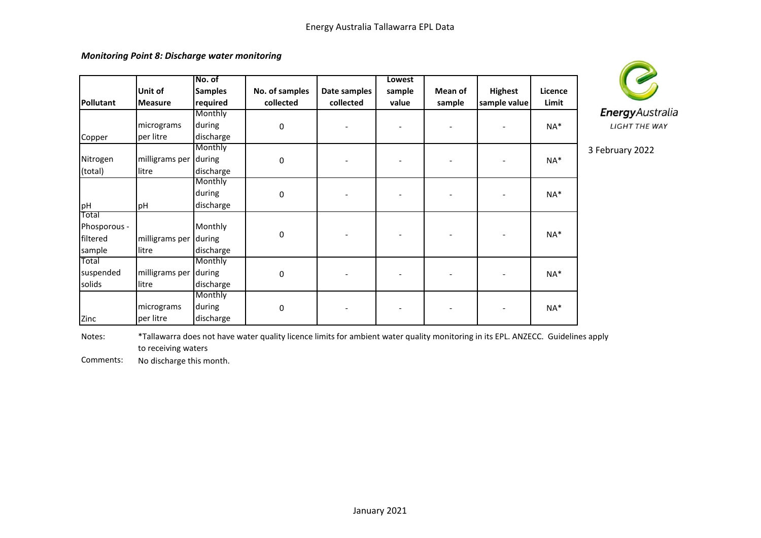### *Monitoring Point 8: Discharge water monitoring*

3 February 2022

| Pollutant | Unit of Measure | No. of Samples required | No. of samples collected | Date samples collected | Lowest sample value | Mean of sample | Highest sample value | Licence Limit |
|---|---|---|---|---|---|---|---|---|
| Copper | micrograms per litre | Monthly during discharge | 0 | - | - | - | - | NA* |
| Nitrogen (total) | milligrams per litre | Monthly during discharge | 0 | - | - | - | - | NA* |
| pH | pH | Monthly during discharge | 0 | - | - | - | - | NA* |
| Total Phosporous - filtered sample | milligrams per litre | Monthly during discharge | 0 | - | - | - | - | NA* |
| Total suspended solids | milligrams per litre | Monthly during discharge | 0 | - | - | - | - | NA* |
| Zinc | micrograms per litre | Monthly during discharge | 0 | - | - | - | - | NA* |

Notes: *Tallawarra does not have water quality licence limits for ambient water quality monitoring in its EPL. ANZECC. Guidelines apply to receiving waters

Comments: No discharge this month.

January 2021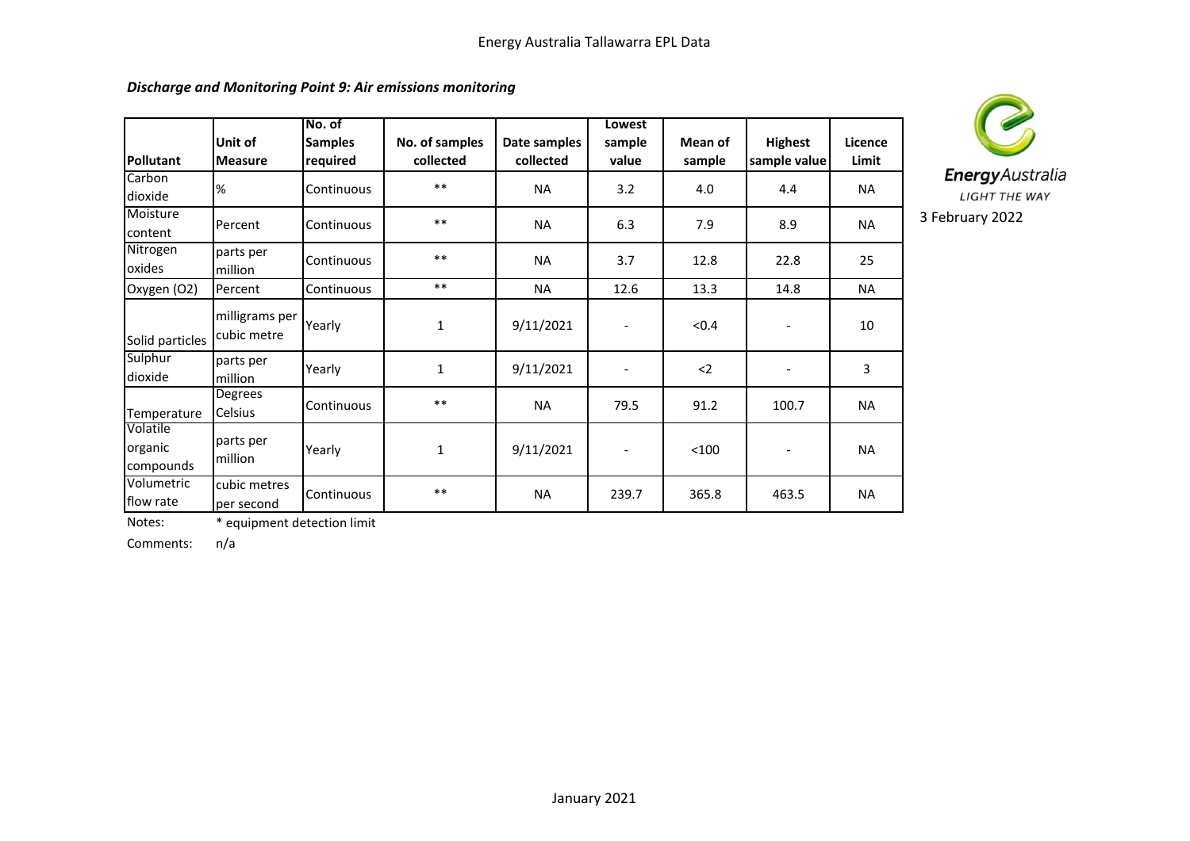*Discharge and Monitoring Point 9: Air emissions monitoring*

| Pollutant | Unit of Measure | No. of Samples required | No. of samples collected | Date samples collected | Lowest sample value | Mean of sample | Highest sample value | Licence Limit |
|---|---|---|---|---|---|---|---|---|
| Carbon dioxide | % | Continuous | ** | NA | 3.2 | 4.0 | 4.4 | NA |
| Moisture content | Percent | Continuous | ** | NA | 6.3 | 7.9 | 8.9 | NA |
| Nitrogen oxides | parts per million | Continuous | ** | NA | 3.7 | 12.8 | 22.8 | 25 |
| Oxygen (O2) | Percent | Continuous | ** | NA | 12.6 | 13.3 | 14.8 | NA |
| Solid particles | milligrams per cubic metre | Yearly | 1 | 9/11/2021 | - | <0.4 | - | 10 |
| Sulphur dioxide | parts per million | Yearly | 1 | 9/11/2021 | - | <2 | - | 3 |
| Temperature | Degrees Celsius | Continuous | ** | NA | 79.5 | 91.2 | 100.7 | NA |
| Volatile organic compounds | parts per million | Yearly | 1 | 9/11/2021 | - | <100 | - | NA |
| Volumetric flow rate | cubic metres per second | Continuous | ** | NA | 239.7 | 365.8 | 463.5 | NA |

Notes: * equipment detection limit

Comments: n/a

EnergyAustralia
LIGHT THE WAY

3 February 2022

January 2021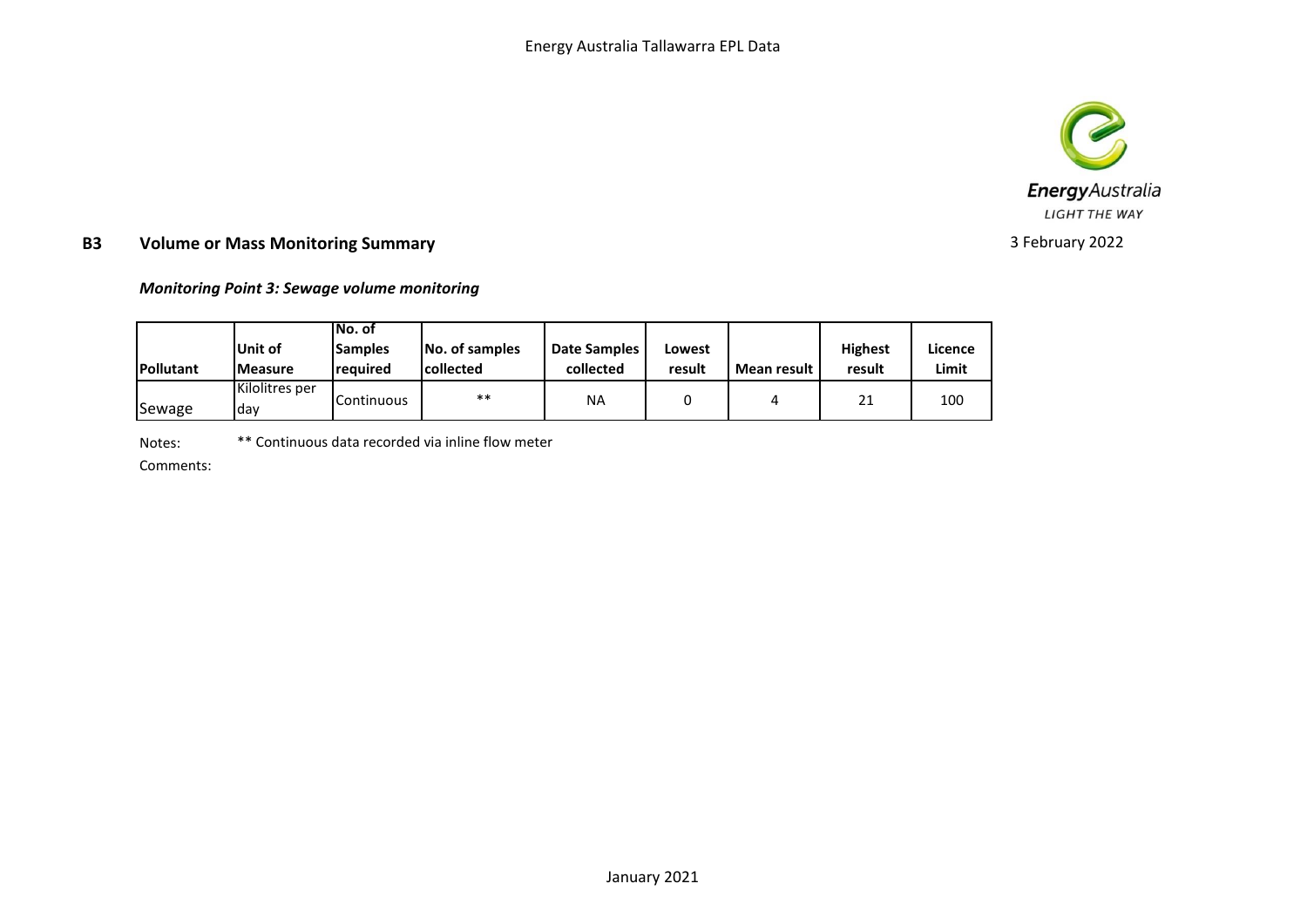Energy Australia Tallawarra EPL Data

## B3 Volume or Mass Monitoring Summary

3 February 2022

### *Monitoring Point 3: Sewage volume monitoring*

| Pollutant | Unit of Measure | No. of Samples required | No. of samples collected | Date Samples collected | Lowest result | Mean result | Highest result | Licence Limit |
|---|---|---|---|---|---|---|---|---|
| Sewage | Kilolitres per day | Continuous | ** | NA | 0 | 4 | 21 | 100 |

Notes: ** Continuous data recorded via inline flow meter

Comments:

January 2021